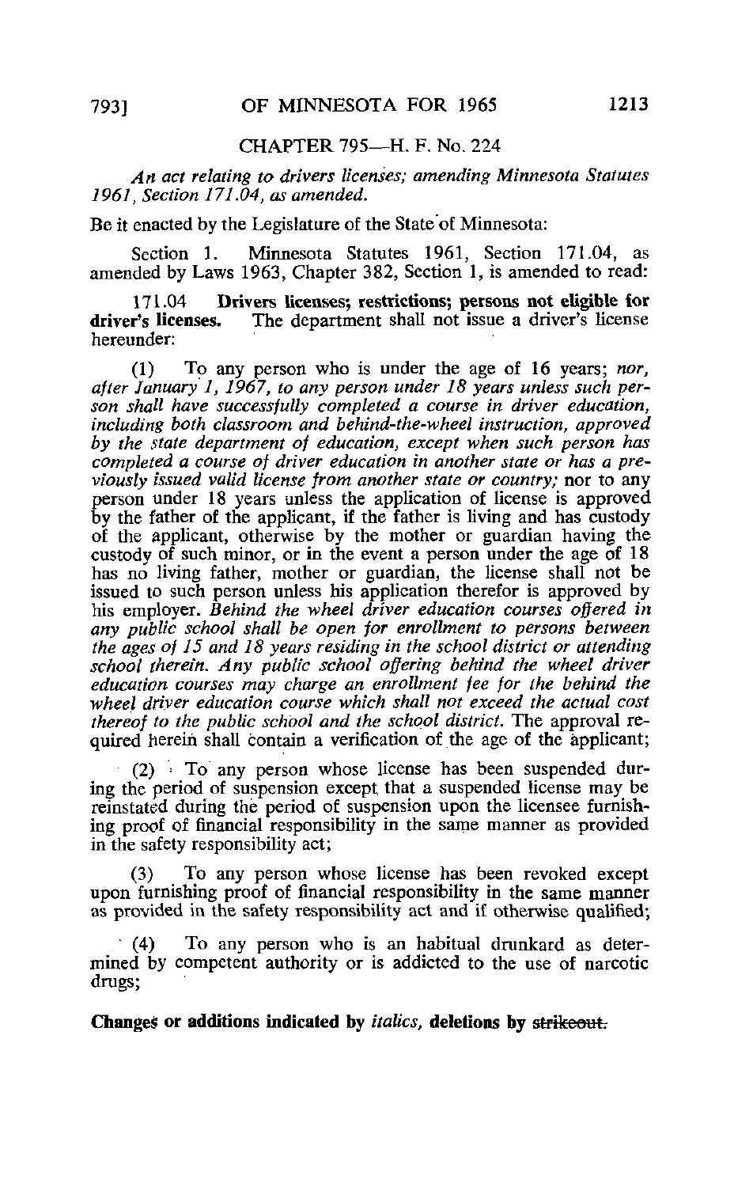## CHAPTER 795—H. F. No. 224

*An act relating to drivers licenses; amending Minnesota Statutes 1961, Section 171.04, as amended.*

Be it enacted by the Legislature of the State of Minnesota:

Section 1. Minnesota Statutes 1961, Section 171.04, as amended by Laws 1963, Chapter 382, Section 1, is amended to read:

171.04 **Drivers licenses; restrictions; persons not eligible for driver's licenses.** The department shall not issue a driver's license hereunder:

(1) To any person who is under the age of 16 years; *nor, after January 1, 1967, to any person under 18 years unless such person shall have successfully completed a course in driver education, including both classroom and behind-the-wheel instruction, approved by the state department of education, except when such person has completed a course of driver education in another state or has a previously issued valid license from another state or country;* nor to any person under 18 years unless the application of license is approved by the father of the applicant, if the father is living and has custody of the applicant, otherwise by the mother or guardian having the custody of such minor, or in the event a person under the age of 18 has no living father, mother or guardian, the license shall not be issued to such person unless his application therefor is approved by his employer. *Behind the wheel driver education courses offered in any public school shall be open for enrollment to persons between the ages of 15 and 18 years residing in the school district or attending school therein. Any public school offering behind the wheel driver education courses may charge an enrollment fee for the behind the wheel driver education course which shall not exceed the actual cost thereof to the public school and the school district.* The approval required herein shall contain a verification of the age of the applicant;

(2) To any person whose license has been suspended during the period of suspension except that a suspended license may be reinstated during the period of suspension upon the licensee furnishing proof of financial responsibility in the same manner as provided in the safety responsibility act;

(3) To any person whose license has been revoked except upon furnishing proof of financial responsibility in the same manner as provided in the safety responsibility act and if otherwise qualified;

(4) To any person who is an habitual drunkard as determined by competent authority or is addicted to the use of narcotic drugs;

**Changes or additions indicated by *italics*, deletions by ~~strikeout.~~**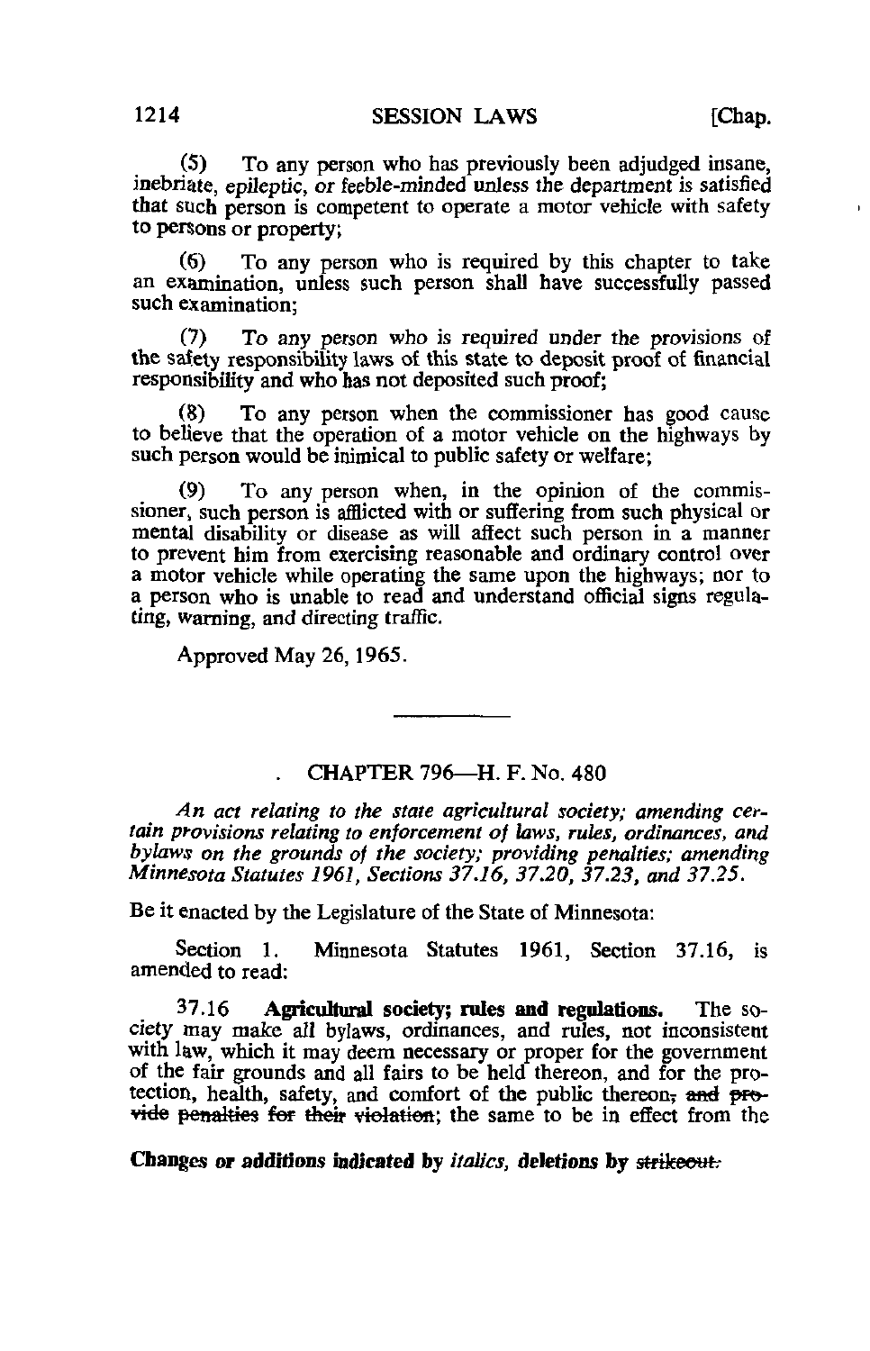(5) To any person who has previously been adjudged insane, inebriate, epileptic, or feeble-minded unless the department is satisfied that such person is competent to operate a motor vehicle with safety to persons or property;

(6) To any person who is required by this chapter to take an examination, unless such person shall have successfully passed such examination;

(7) To any person who is required under the provisions of the safety responsibility laws of this state to deposit proof of financial responsibility and who has not deposited such proof;

(8) To any person when the commissioner has good cause to believe that the operation of a motor vehicle on the highways by such person would be inimical to public safety or welfare;

(9) To any person when, in the opinion of the commissioner, such person is afflicted with or suffering from such physical or mental disability or disease as will affect such person in a manner to prevent him from exercising reasonable and ordinary control over a motor vehicle while operating the same upon the highways; nor to a person who is unable to read and understand official signs regulating, warning, and directing traffic.

Approved May 26, 1965.

---

## CHAPTER 796—H. F. No. 480

*An act relating to the state agricultural society; amending certain provisions relating to enforcement of laws, rules, ordinances, and bylaws on the grounds of the society; providing penalties; amending Minnesota Statutes 1961, Sections 37.16, 37.20, 37.23, and 37.25.*

Be it enacted by the Legislature of the State of Minnesota:

Section 1. Minnesota Statutes 1961, Section 37.16, is amended to read:

37.16 **Agricultural society; rules and regulations.** The society may make all bylaws, ordinances, and rules, not inconsistent with law, which it may deem necessary or proper for the government of the fair grounds and all fairs to be held thereon, and for the protection, health, safety, and comfort of the public thereon~~, and provide penalties for their violation~~; the same to be in effect from the

**Changes or additions indicated by** *italics*, **deletions by** ~~strikeout.~~